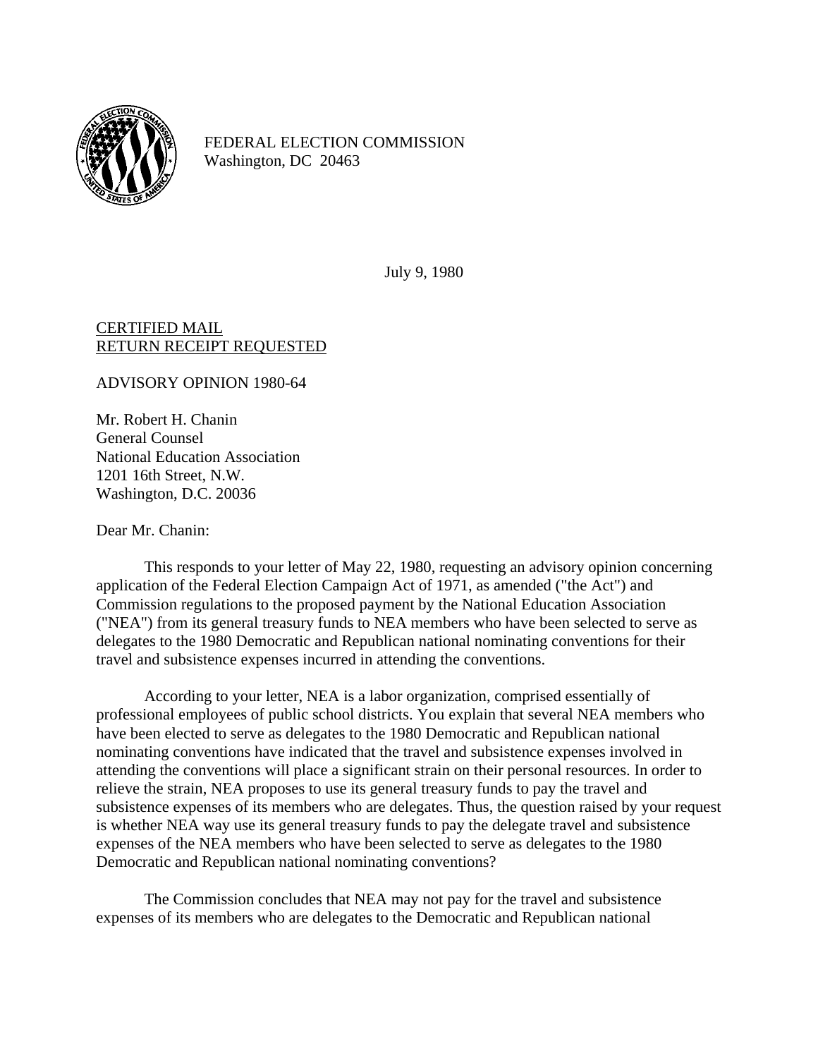FEDERAL ELECTION COMMISSION
Washington, DC 20463

July 9, 1980

CERTIFIED MAIL
RETURN RECEIPT REQUESTED

ADVISORY OPINION 1980-64

Mr. Robert H. Chanin
General Counsel
National Education Association
1201 16th Street, N.W.
Washington, D.C. 20036

Dear Mr. Chanin:

This responds to your letter of May 22, 1980, requesting an advisory opinion concerning application of the Federal Election Campaign Act of 1971, as amended ("the Act") and Commission regulations to the proposed payment by the National Education Association ("NEA") from its general treasury funds to NEA members who have been selected to serve as delegates to the 1980 Democratic and Republican national nominating conventions for their travel and subsistence expenses incurred in attending the conventions.

According to your letter, NEA is a labor organization, comprised essentially of professional employees of public school districts. You explain that several NEA members who have been elected to serve as delegates to the 1980 Democratic and Republican national nominating conventions have indicated that the travel and subsistence expenses involved in attending the conventions will place a significant strain on their personal resources. In order to relieve the strain, NEA proposes to use its general treasury funds to pay the travel and subsistence expenses of its members who are delegates. Thus, the question raised by your request is whether NEA way use its general treasury funds to pay the delegate travel and subsistence expenses of the NEA members who have been selected to serve as delegates to the 1980 Democratic and Republican national nominating conventions?

The Commission concludes that NEA may not pay for the travel and subsistence expenses of its members who are delegates to the Democratic and Republican national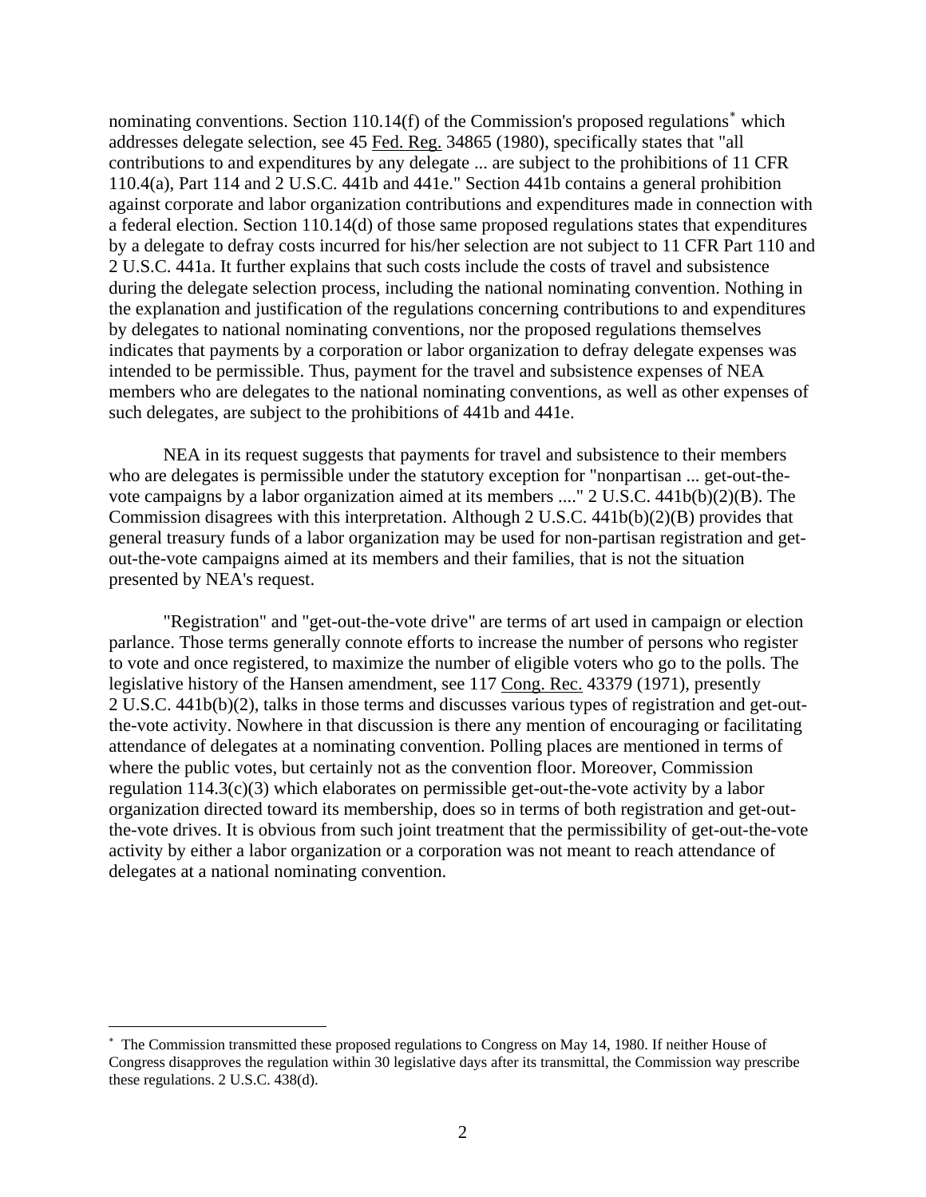nominating conventions. Section 110.14(f) of the Commission's proposed regulations* which addresses delegate selection, see 45 Fed. Reg. 34865 (1980), specifically states that "all contributions to and expenditures by any delegate ... are subject to the prohibitions of 11 CFR 110.4(a), Part 114 and 2 U.S.C. 441b and 441e." Section 441b contains a general prohibition against corporate and labor organization contributions and expenditures made in connection with a federal election. Section 110.14(d) of those same proposed regulations states that expenditures by a delegate to defray costs incurred for his/her selection are not subject to 11 CFR Part 110 and 2 U.S.C. 441a. It further explains that such costs include the costs of travel and subsistence during the delegate selection process, including the national nominating convention. Nothing in the explanation and justification of the regulations concerning contributions to and expenditures by delegates to national nominating conventions, nor the proposed regulations themselves indicates that payments by a corporation or labor organization to defray delegate expenses was intended to be permissible. Thus, payment for the travel and subsistence expenses of NEA members who are delegates to the national nominating conventions, as well as other expenses of such delegates, are subject to the prohibitions of 441b and 441e.

NEA in its request suggests that payments for travel and subsistence to their members who are delegates is permissible under the statutory exception for "nonpartisan ... get-out-the-vote campaigns by a labor organization aimed at its members ...." 2 U.S.C. 441b(b)(2)(B). The Commission disagrees with this interpretation. Although 2 U.S.C. 441b(b)(2)(B) provides that general treasury funds of a labor organization may be used for non-partisan registration and get-out-the-vote campaigns aimed at its members and their families, that is not the situation presented by NEA's request.

"Registration" and "get-out-the-vote drive" are terms of art used in campaign or election parlance. Those terms generally connote efforts to increase the number of persons who register to vote and once registered, to maximize the number of eligible voters who go to the polls. The legislative history of the Hansen amendment, see 117 Cong. Rec. 43379 (1971), presently 2 U.S.C. 441b(b)(2), talks in those terms and discusses various types of registration and get-out-the-vote activity. Nowhere in that discussion is there any mention of encouraging or facilitating attendance of delegates at a nominating convention. Polling places are mentioned in terms of where the public votes, but certainly not as the convention floor. Moreover, Commission regulation 114.3(c)(3) which elaborates on permissible get-out-the-vote activity by a labor organization directed toward its membership, does so in terms of both registration and get-out-the-vote drives. It is obvious from such joint treatment that the permissibility of get-out-the-vote activity by either a labor organization or a corporation was not meant to reach attendance of delegates at a national nominating convention.

---

* The Commission transmitted these proposed regulations to Congress on May 14, 1980. If neither House of Congress disapproves the regulation within 30 legislative days after its transmittal, the Commission way prescribe these regulations. 2 U.S.C. 438(d).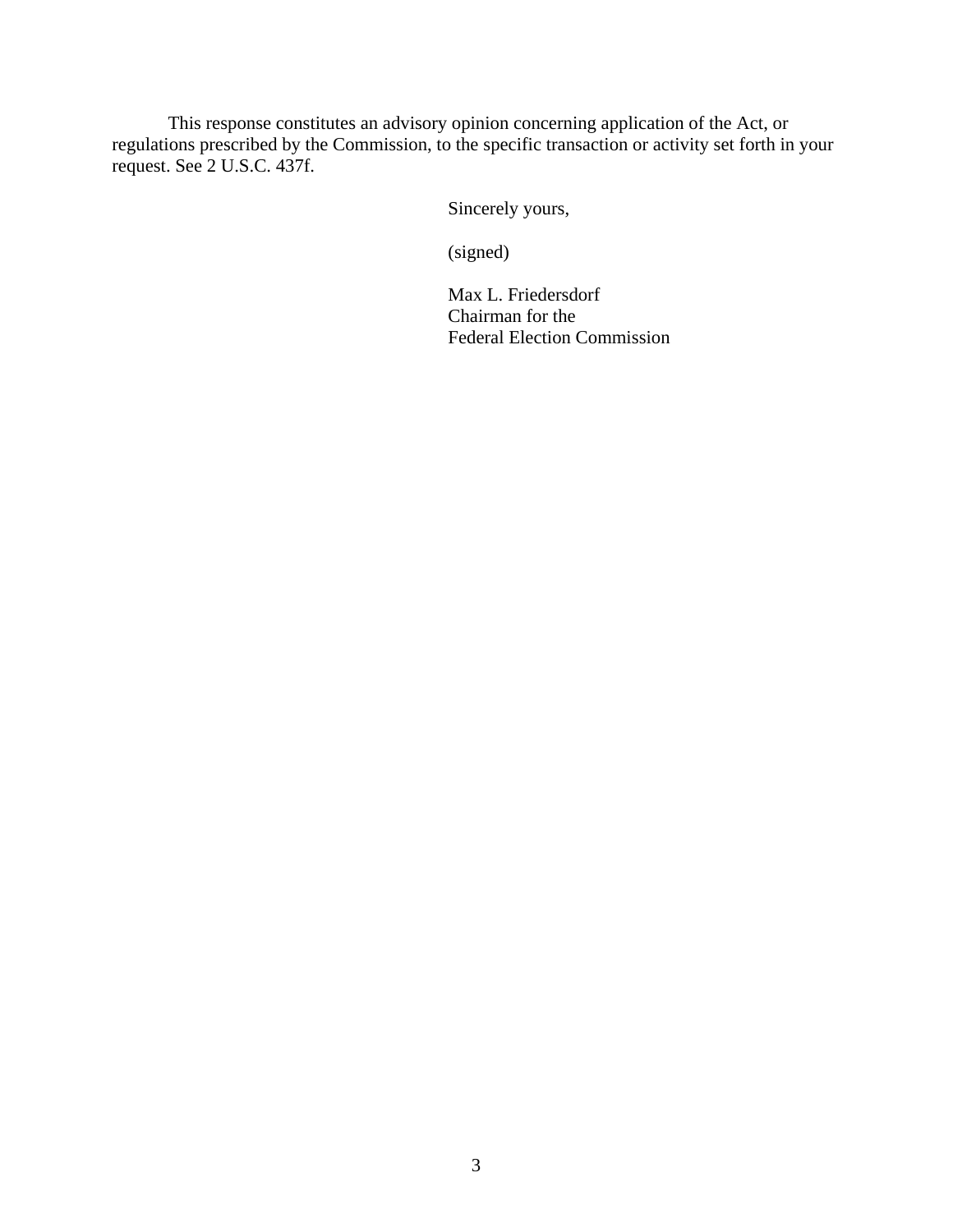This response constitutes an advisory opinion concerning application of the Act, or regulations prescribed by the Commission, to the specific transaction or activity set forth in your request. See 2 U.S.C. 437f.

Sincerely yours,

(signed)

Max L. Friedersdorf
Chairman for the
Federal Election Commission